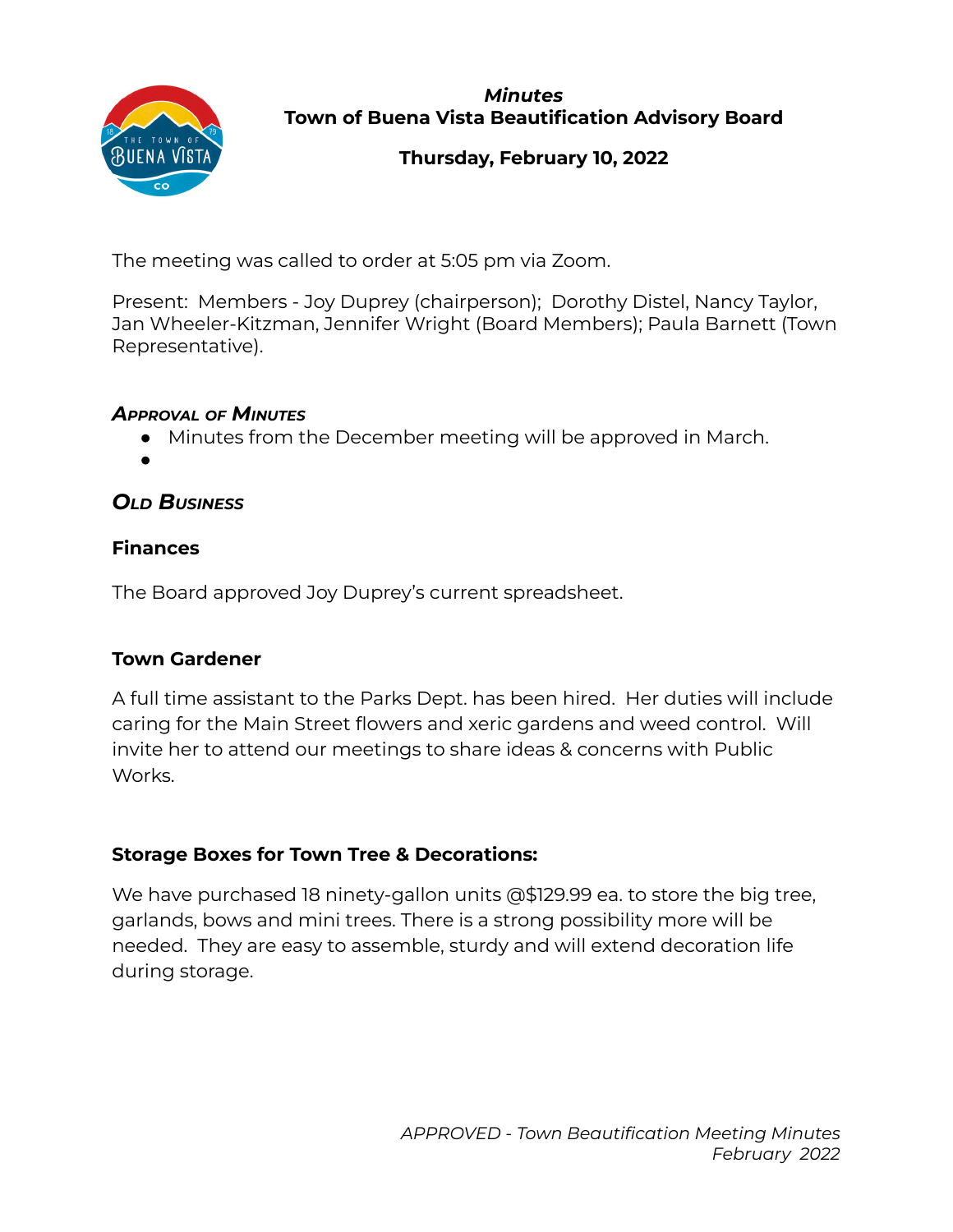*Minutes*
**Town of Buena Vista Beautification Advisory Board**

**Thursday, February 10, 2022**

The meeting was called to order at 5:05 pm via Zoom.

Present: Members - Joy Duprey (chairperson); Dorothy Distel, Nancy Taylor, Jan Wheeler-Kitzman, Jennifer Wright (Board Members); Paula Barnett (Town Representative).

### *Approval of Minutes*

- Minutes from the December meeting will be approved in March.
-

### *Old Business*

**Finances**

The Board approved Joy Duprey's current spreadsheet.

**Town Gardener**

A full time assistant to the Parks Dept. has been hired. Her duties will include caring for the Main Street flowers and xeric gardens and weed control. Will invite her to attend our meetings to share ideas & concerns with Public Works.

**Storage Boxes for Town Tree & Decorations:**

We have purchased 18 ninety-gallon units @$129.99 ea. to store the big tree, garlands, bows and mini trees. There is a strong possibility more will be needed. They are easy to assemble, sturdy and will extend decoration life during storage.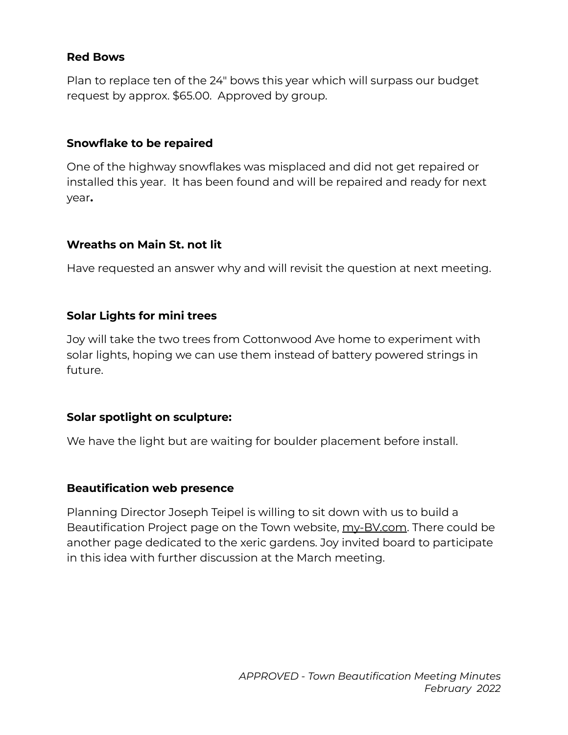**Red Bows**

Plan to replace ten of the 24" bows this year which will surpass our budget request by approx. $65.00. Approved by group.

**Snowflake to be repaired**

One of the highway snowflakes was misplaced and did not get repaired or installed this year. It has been found and will be repaired and ready for next year**.**

**Wreaths on Main St. not lit**

Have requested an answer why and will revisit the question at next meeting.

**Solar Lights for mini trees**

Joy will take the two trees from Cottonwood Ave home to experiment with solar lights, hoping we can use them instead of battery powered strings in future.

**Solar spotlight on sculpture:**

We have the light but are waiting for boulder placement before install.

**Beautification web presence**

Planning Director Joseph Teipel is willing to sit down with us to build a Beautification Project page on the Town website, my-BV.com. There could be another page dedicated to the xeric gardens. Joy invited board to participate in this idea with further discussion at the March meeting.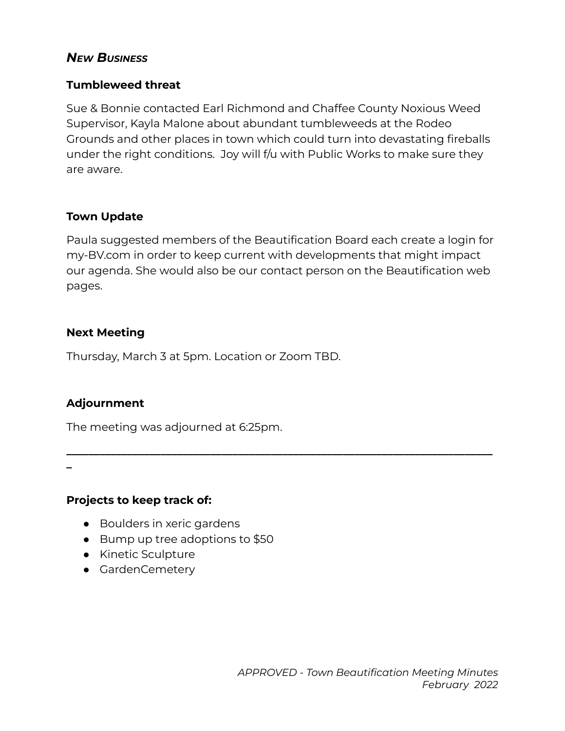## ***New Business***

### Tumbleweed threat

Sue & Bonnie contacted Earl Richmond and Chaffee County Noxious Weed Supervisor, Kayla Malone about abundant tumbleweeds at the Rodeo Grounds and other places in town which could turn into devastating fireballs under the right conditions. Joy will f/u with Public Works to make sure they are aware.

### Town Update

Paula suggested members of the Beautification Board each create a login for my-BV.com in order to keep current with developments that might impact our agenda. She would also be our contact person on the Beautification web pages.

### Next Meeting

Thursday, March 3 at 5pm. Location or Zoom TBD.

### Adjournment

The meeting was adjourned at 6:25pm.

---

### Projects to keep track of:

- Boulders in xeric gardens
- Bump up tree adoptions to $50
- Kinetic Sculpture
- GardenCemetery

*APPROVED - Town Beautification Meeting Minutes*
*February 2022*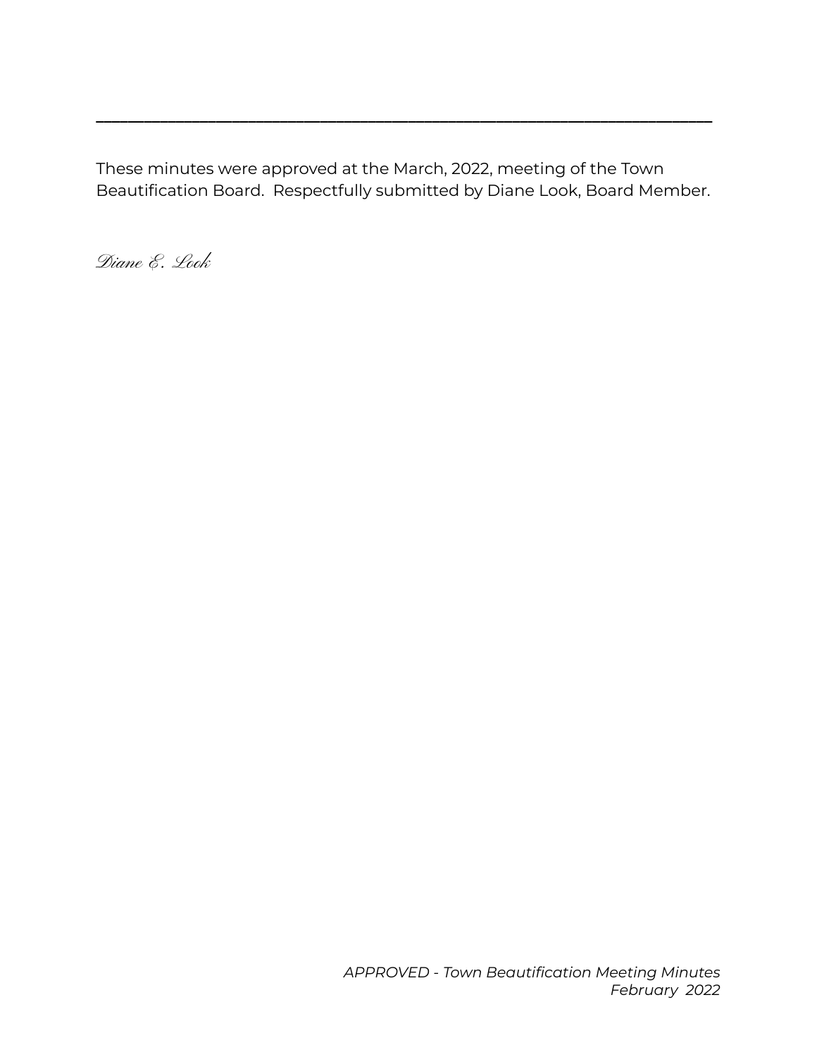---

These minutes were approved at the March, 2022, meeting of the Town Beautification Board. Respectfully submitted by Diane Look, Board Member.

*Diane E. Look*